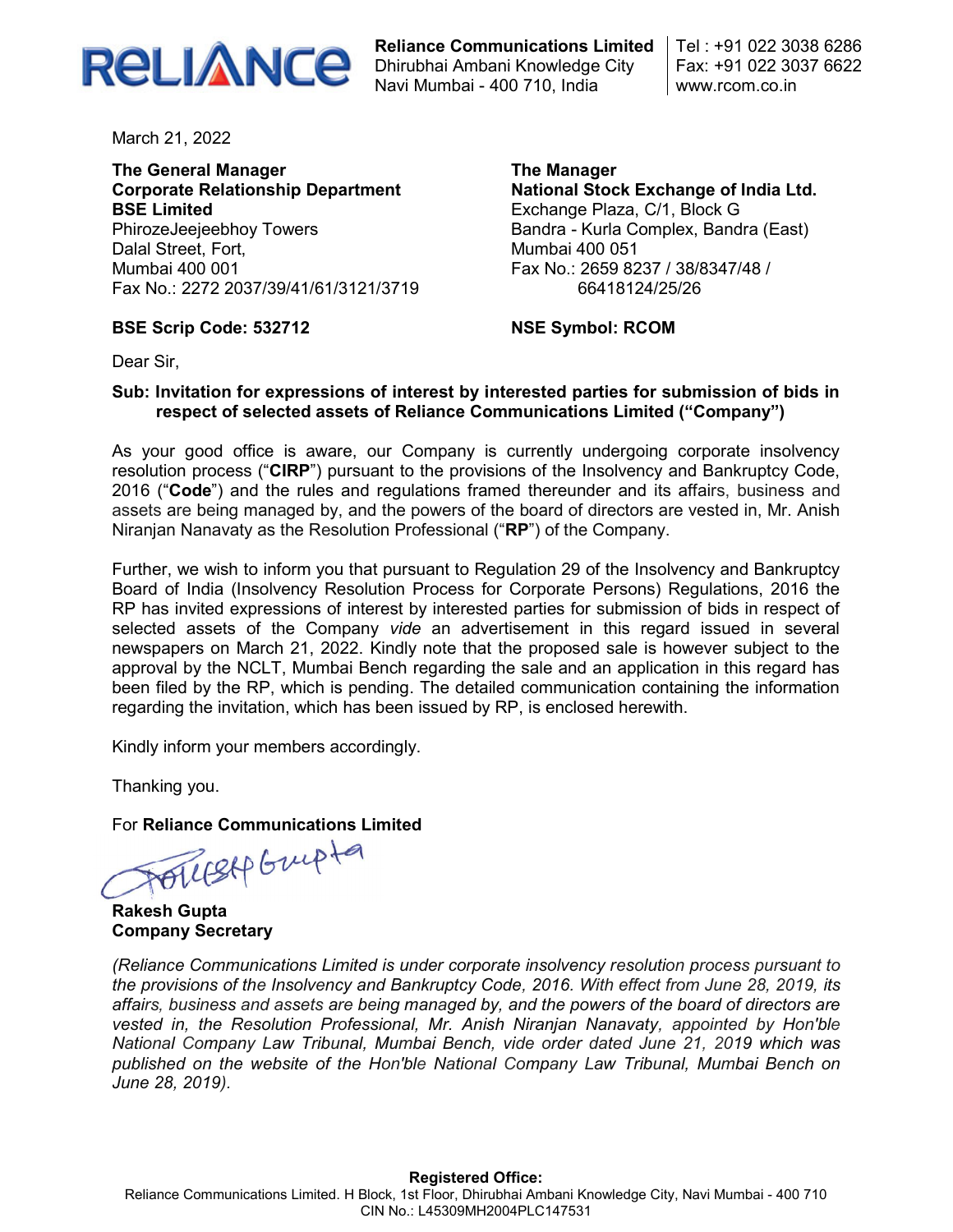**Reliance Communications Limited**
Dhirubhai Ambani Knowledge City
Navi Mumbai - 400 710, India

Tel : +91 022 3038 6286
Fax: +91 022 3037 6622
www.rcom.co.in

March 21, 2022

**The General Manager**
**Corporate Relationship Department**
**BSE Limited**
PhirozeJeejeebhoy Towers
Dalal Street, Fort,
Mumbai 400 001
Fax No.: 2272 2037/39/41/61/3121/3719

**BSE Scrip Code: 532712**

**The Manager**
**National Stock Exchange of India Ltd.**
Exchange Plaza, C/1, Block G
Bandra - Kurla Complex, Bandra (East)
Mumbai 400 051
Fax No.: 2659 8237 / 38/8347/48 / 66418124/25/26

**NSE Symbol: RCOM**

Dear Sir,

**Sub: Invitation for expressions of interest by interested parties for submission of bids in respect of selected assets of Reliance Communications Limited ("Company")**

As your good office is aware, our Company is currently undergoing corporate insolvency resolution process ("**CIRP**") pursuant to the provisions of the Insolvency and Bankruptcy Code, 2016 ("**Code**") and the rules and regulations framed thereunder and its affairs, business and assets are being managed by, and the powers of the board of directors are vested in, Mr. Anish Niranjan Nanavaty as the Resolution Professional ("**RP**") of the Company.

Further, we wish to inform you that pursuant to Regulation 29 of the Insolvency and Bankruptcy Board of India (Insolvency Resolution Process for Corporate Persons) Regulations, 2016 the RP has invited expressions of interest by interested parties for submission of bids in respect of selected assets of the Company *vide* an advertisement in this regard issued in several newspapers on March 21, 2022. Kindly note that the proposed sale is however subject to the approval by the NCLT, Mumbai Bench regarding the sale and an application in this regard has been filed by the RP, which is pending. The detailed communication containing the information regarding the invitation, which has been issued by RP, is enclosed herewith.

Kindly inform your members accordingly.

Thanking you.

For **Reliance Communications Limited**

**Rakesh Gupta**
**Company Secretary**

*(Reliance Communications Limited is under corporate insolvency resolution process pursuant to the provisions of the Insolvency and Bankruptcy Code, 2016. With effect from June 28, 2019, its affairs, business and assets are being managed by, and the powers of the board of directors are vested in, the Resolution Professional, Mr. Anish Niranjan Nanavaty, appointed by Hon'ble National Company Law Tribunal, Mumbai Bench, vide order dated June 21, 2019 which was published on the website of the Hon'ble National Company Law Tribunal, Mumbai Bench on June 28, 2019).*

**Registered Office:**
Reliance Communications Limited. H Block, 1st Floor, Dhirubhai Ambani Knowledge City, Navi Mumbai - 400 710
CIN No.: L45309MH2004PLC147531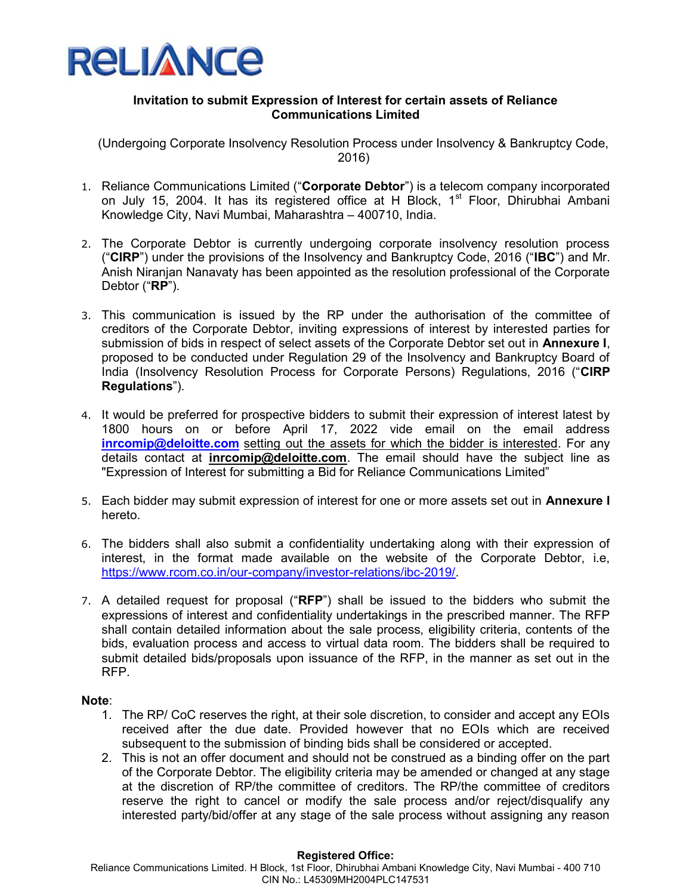**RELIANCE**

**Invitation to submit Expression of Interest for certain assets of Reliance Communications Limited**

(Undergoing Corporate Insolvency Resolution Process under Insolvency & Bankruptcy Code, 2016)

1. Reliance Communications Limited ("**Corporate Debtor**") is a telecom company incorporated on July 15, 2004. It has its registered office at H Block, 1st Floor, Dhirubhai Ambani Knowledge City, Navi Mumbai, Maharashtra – 400710, India.

2. The Corporate Debtor is currently undergoing corporate insolvency resolution process ("**CIRP**") under the provisions of the Insolvency and Bankruptcy Code, 2016 ("**IBC**") and Mr. Anish Niranjan Nanavaty has been appointed as the resolution professional of the Corporate Debtor ("**RP**").

3. This communication is issued by the RP under the authorisation of the committee of creditors of the Corporate Debtor, inviting expressions of interest by interested parties for submission of bids in respect of select assets of the Corporate Debtor set out in **Annexure I**, proposed to be conducted under Regulation 29 of the Insolvency and Bankruptcy Board of India (Insolvency Resolution Process for Corporate Persons) Regulations, 2016 ("**CIRP Regulations**").

4. It would be preferred for prospective bidders to submit their expression of interest latest by 1800 hours on or before April 17, 2022 vide email on the email address **inrcomip@deloitte.com** setting out the assets for which the bidder is interested. For any details contact at **inrcomip@deloitte.com**. The email should have the subject line as "Expression of Interest for submitting a Bid for Reliance Communications Limited"

5. Each bidder may submit expression of interest for one or more assets set out in **Annexure I** hereto.

6. The bidders shall also submit a confidentiality undertaking along with their expression of interest, in the format made available on the website of the Corporate Debtor, i.e, https://www.rcom.co.in/our-company/investor-relations/ibc-2019/.

7. A detailed request for proposal ("**RFP**") shall be issued to the bidders who submit the expressions of interest and confidentiality undertakings in the prescribed manner. The RFP shall contain detailed information about the sale process, eligibility criteria, contents of the bids, evaluation process and access to virtual data room. The bidders shall be required to submit detailed bids/proposals upon issuance of the RFP, in the manner as set out in the RFP.

**Note**:

1. The RP/ CoC reserves the right, at their sole discretion, to consider and accept any EOIs received after the due date. Provided however that no EOIs which are received subsequent to the submission of binding bids shall be considered or accepted.
2. This is not an offer document and should not be construed as a binding offer on the part of the Corporate Debtor. The eligibility criteria may be amended or changed at any stage at the discretion of RP/the committee of creditors. The RP/the committee of creditors reserve the right to cancel or modify the sale process and/or reject/disqualify any interested party/bid/offer at any stage of the sale process without assigning any reason

**Registered Office:**
Reliance Communications Limited. H Block, 1st Floor, Dhirubhai Ambani Knowledge City, Navi Mumbai - 400 710
CIN No.: L45309MH2004PLC147531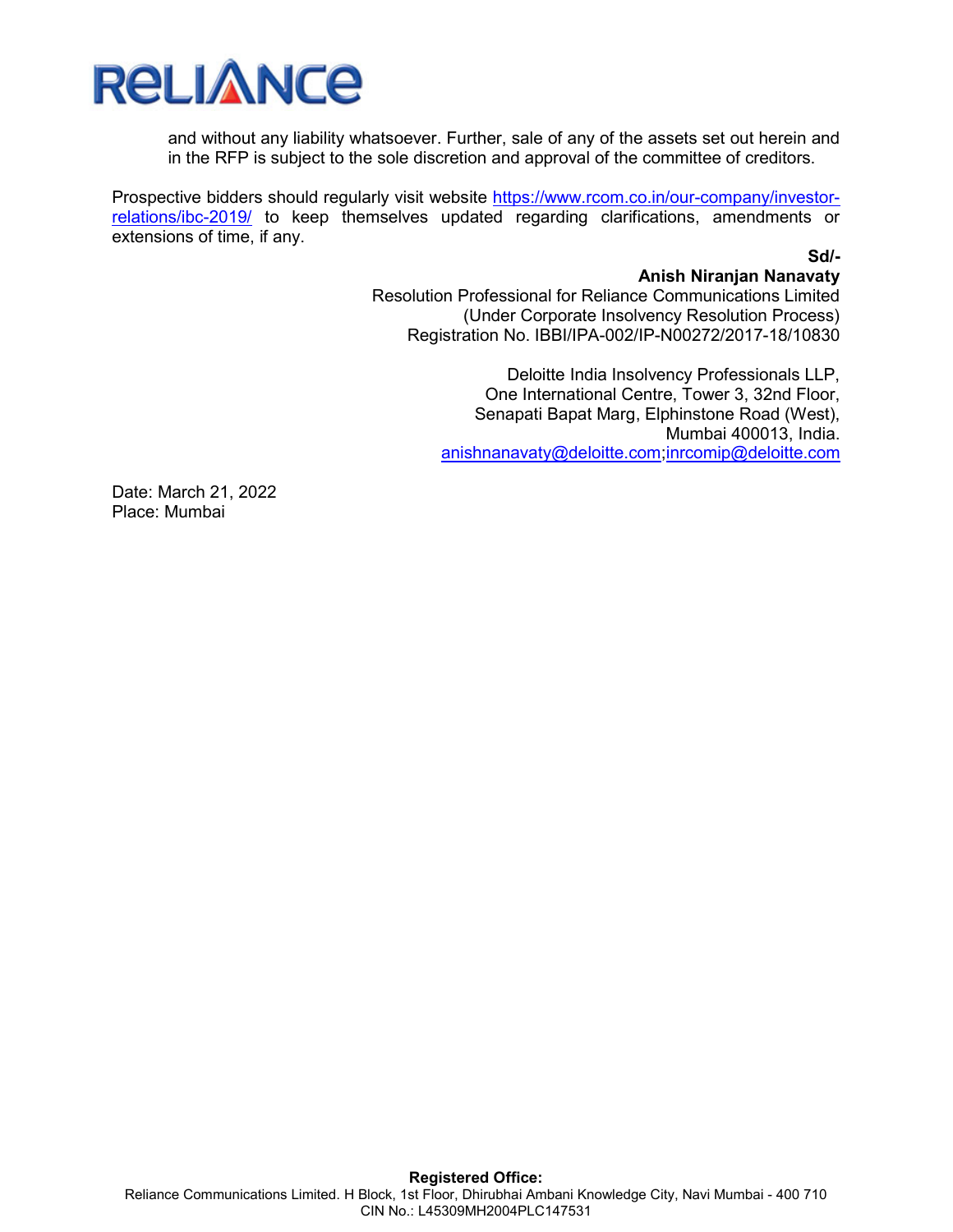and without any liability whatsoever. Further, sale of any of the assets set out herein and in the RFP is subject to the sole discretion and approval of the committee of creditors.

Prospective bidders should regularly visit website https://www.rcom.co.in/our-company/investor-relations/ibc-2019/ to keep themselves updated regarding clarifications, amendments or extensions of time, if any.

**Sd/-**
**Anish Niranjan Nanavaty**
Resolution Professional for Reliance Communications Limited
(Under Corporate Insolvency Resolution Process)
Registration No. IBBI/IPA-002/IP-N00272/2017-18/10830

Deloitte India Insolvency Professionals LLP,
One International Centre, Tower 3, 32nd Floor,
Senapati Bapat Marg, Elphinstone Road (West),
Mumbai 400013, India.
anishnanavaty@deloitte.com;inrcomip@deloitte.com

Date: March 21, 2022
Place: Mumbai

**Registered Office:**
Reliance Communications Limited. H Block, 1st Floor, Dhirubhai Ambani Knowledge City, Navi Mumbai - 400 710
CIN No.: L45309MH2004PLC147531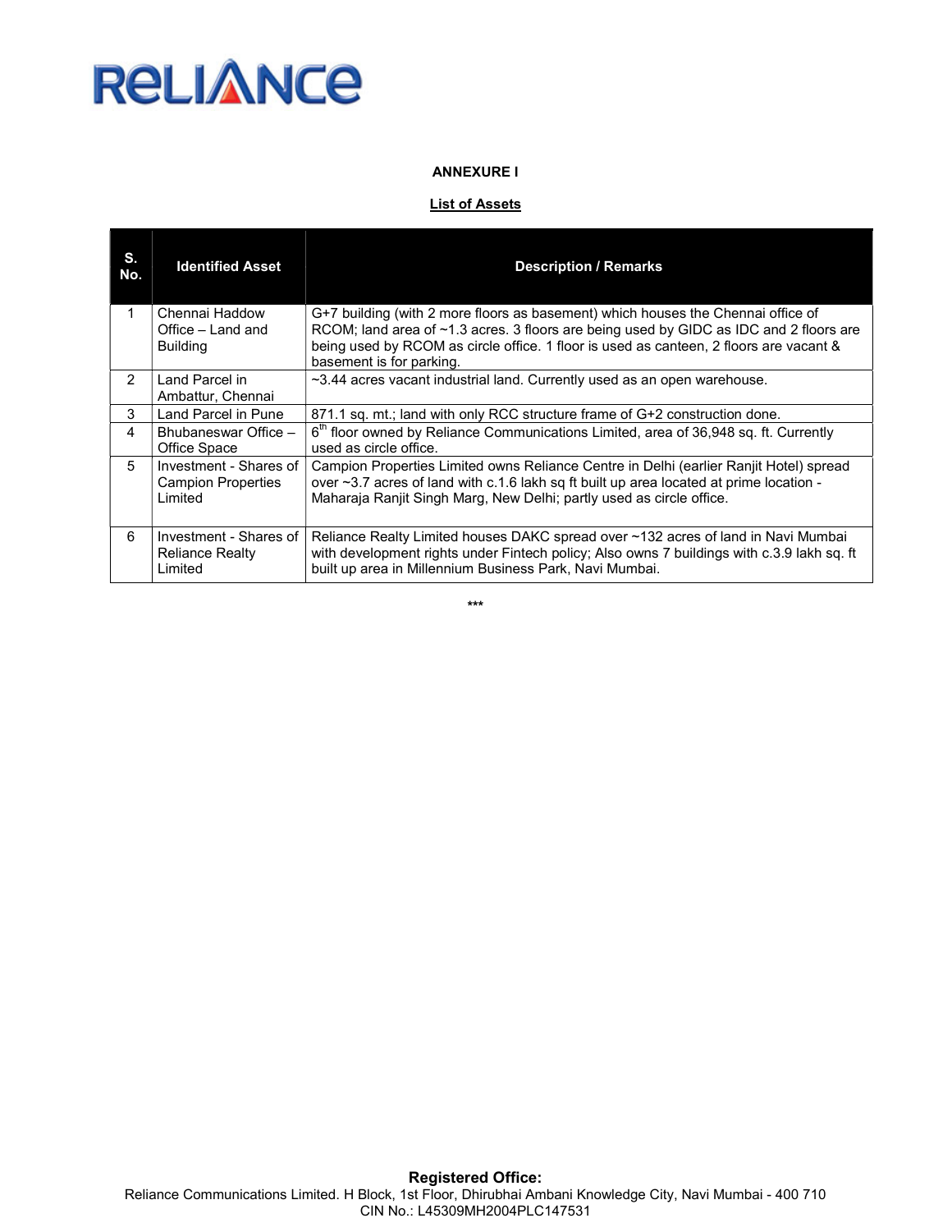**ANNEXURE I**

**List of Assets**

| S. No. | Identified Asset | Description / Remarks |
|---|---|---|
| 1 | Chennai Haddow Office – Land and Building | G+7 building (with 2 more floors as basement) which houses the Chennai office of RCOM; land area of ~1.3 acres. 3 floors are being used by GIDC as IDC and 2 floors are being used by RCOM as circle office. 1 floor is used as canteen, 2 floors are vacant & basement is for parking. |
| 2 | Land Parcel in Ambattur, Chennai | ~3.44 acres vacant industrial land. Currently used as an open warehouse. |
| 3 | Land Parcel in Pune | 871.1 sq. mt.; land with only RCC structure frame of G+2 construction done. |
| 4 | Bhubaneswar Office – Office Space | 6th floor owned by Reliance Communications Limited, area of 36,948 sq. ft. Currently used as circle office. |
| 5 | Investment - Shares of Campion Properties Limited | Campion Properties Limited owns Reliance Centre in Delhi (earlier Ranjit Hotel) spread over ~3.7 acres of land with c.1.6 lakh sq ft built up area located at prime location - Maharaja Ranjit Singh Marg, New Delhi; partly used as circle office. |
| 6 | Investment - Shares of Reliance Realty Limited | Reliance Realty Limited houses DAKC spread over ~132 acres of land in Navi Mumbai with development rights under Fintech policy; Also owns 7 buildings with c.3.9 lakh sq. ft built up area in Millennium Business Park, Navi Mumbai. |

***

**Registered Office:**
Reliance Communications Limited. H Block, 1st Floor, Dhirubhai Ambani Knowledge City, Navi Mumbai - 400 710
CIN No.: L45309MH2004PLC147531